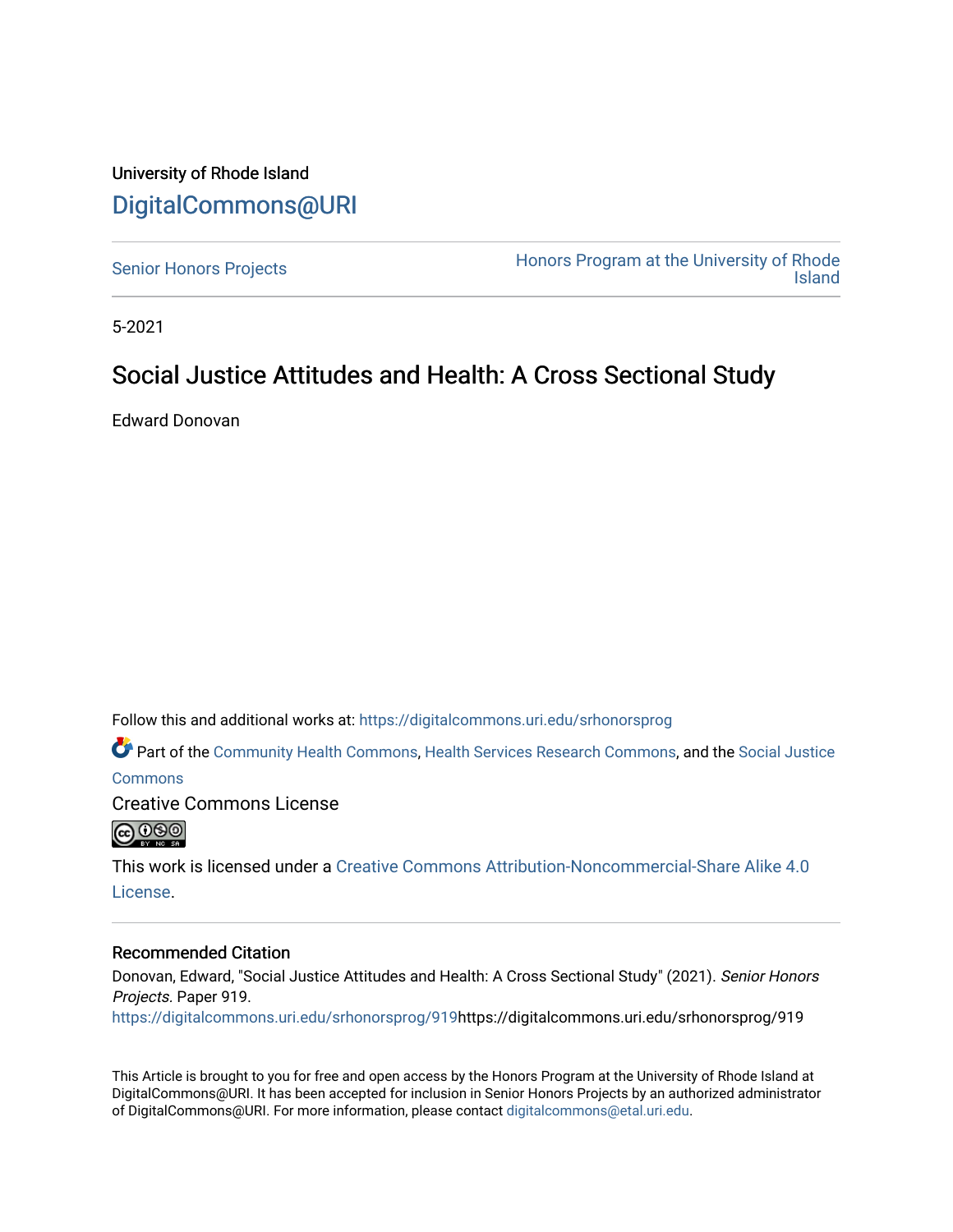University of Rhode Island

# DigitalCommons@URI

Senior Honors Projects

Honors Program at the University of Rhode Island

5-2021

## Social Justice Attitudes and Health: A Cross Sectional Study

Edward Donovan

Follow this and additional works at: https://digitalcommons.uri.edu/srhonorsprog

Part of the Community Health Commons, Health Services Research Commons, and the Social Justice Commons

Creative Commons License

This work is licensed under a Creative Commons Attribution-Noncommercial-Share Alike 4.0 License.

### Recommended Citation

Donovan, Edward, "Social Justice Attitudes and Health: A Cross Sectional Study" (2021). *Senior Honors Projects.* Paper 919.
https://digitalcommons.uri.edu/srhonorsprog/919https://digitalcommons.uri.edu/srhonorsprog/919

This Article is brought to you for free and open access by the Honors Program at the University of Rhode Island at DigitalCommons@URI. It has been accepted for inclusion in Senior Honors Projects by an authorized administrator of DigitalCommons@URI. For more information, please contact digitalcommons@etal.uri.edu.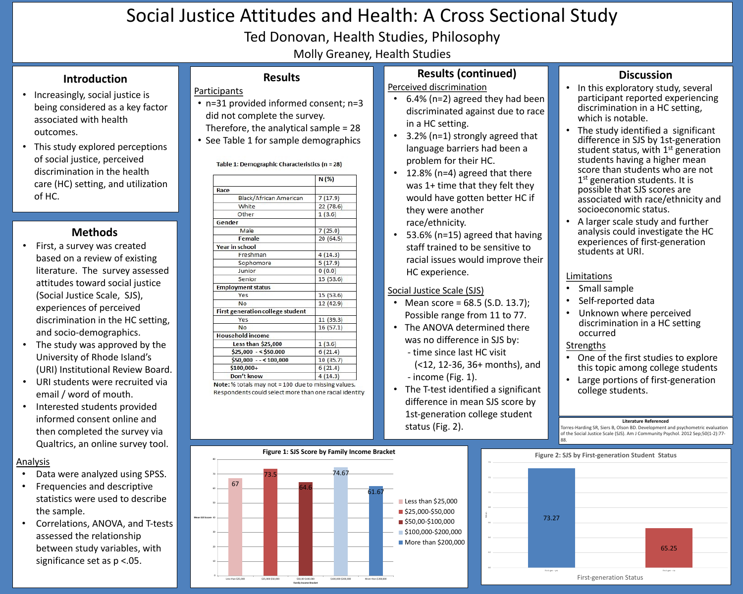# Social Justice Attitudes and Health: A Cross Sectional Study

Ted Donovan, Health Studies, Philosophy

Molly Greaney, Health Studies

## Introduction

- Increasingly, social justice is being considered as a key factor associated with health outcomes.
- This study explored perceptions of social justice, perceived discrimination in the health care (HC) setting, and utilization of HC.

## Methods

- First, a survey was created based on a review of existing literature. The survey assessed attitudes toward social justice (Social Justice Scale, SJS), experiences of perceived discrimination in the HC setting, and socio-demographics.
- The study was approved by the University of Rhode Island's (URI) Institutional Review Board.
- URI students were recruited via email / word of mouth.
- Interested students provided informed consent online and then completed the survey via Qualtrics, an online survey tool.

### Analysis

- Data were analyzed using SPSS.
- Frequencies and descriptive statistics were used to describe the sample.
- Correlations, ANOVA, and T-tests assessed the relationship between study variables, with significance set as $p < .05$.

## Results

### Participants

- n=31 provided informed consent; n=3 did not complete the survey. Therefore, the analytical sample = 28
- See Table 1 for sample demographics

Table 1: Demographic Characteristics (n = 28)

| | N (%) |
|---|---|
| **Race** | |
| Black/African American | 7 (17.9) |
| White | 22 (78.6) |
| Other | 1 (3.6) |
| **Gender** | |
| Male | 7 (25.0) |
| Female | 20 (64.5) |
| **Year in school** | |
| Freshman | 4 (14.3) |
| Sophomore | 5 (17.9) |
| Junior | 0 (0.0) |
| Senior | 15 (53.6) |
| **Employment status** | |
| Yes | 15 (53.6) |
| No | 12 (42.9) |
| **First generation college student** | |
| Yes | 11 (39.3) |
| No | 16 (57.1) |
| **Household income** | |
| Less than $25,000 | 1 (3.6) |
| $25,000 - < $50.000 | 6 (21.4) |
| $50,000 - - < 100,000 | 10 (35.7) |
| $100,000+ | 6 (21.4) |
| Don't know | 4 (14.3) |

**Note:** % totals may not = 100 due to missing values. Respondents could select more than one racial identity

## Results (continued)

### Perceived discrimination

- 6.4% (n=2) agreed they had been discriminated against due to race in a HC setting.
- 3.2% (n=1) strongly agreed that language barriers had been a problem for their HC.
- 12.8% (n=4) agreed that there was 1+ time that they felt they would have gotten better HC if they were another race/ethnicity.
- 53.6% (n=15) agreed that having staff trained to be sensitive to racial issues would improve their HC experience.

### Social Justice Scale (SJS)

- Mean score = 68.5 (S.D. 13.7); Possible range from 11 to 77.
- The ANOVA determined there was no difference in SJS by:
  - time since last HC visit (<12, 12-36, 36+ months), and
  - income (Fig. 1).
- The T-test identified a significant difference in mean SJS score by 1st-generation college student status (Fig. 2).

## Discussion

- In this exploratory study, several participant reported experiencing discrimination in a HC setting, which is notable.
- The study identified a significant difference in SJS by 1st-generation student status, with 1st generation students having a higher mean score than students who are not 1st generation students. It is possible that SJS scores are associated with race/ethnicity and socioeconomic status.
- A larger scale study and further analysis could investigate the HC experiences of first-generation students at URI.

### Limitations

- Small sample
- Self-reported data
- Unknown where perceived discrimination in a HC setting occurred

### Strengths

- One of the first studies to explore this topic among college students
- Large portions of first-generation college students.

**Literature Referenced**

Torres-Harding SR, Siers B, Olson BD. Development and psychometric evaluation of the Social Justice Scale (SJS). Am J Community Psychol. 2012 Sep;50(1-2):77-88.

**Figure 1: SJS Score by Family Income Bracket**

Mean SJS Score

67
73.5
64.6
74.67
61.67

Less than $25,000
$25,000-$50,000
$50,00-$100,000
$100,000-$200,000
More than $200,000

Family Income Bracket

**Figure 2: SJS by First-generation Student Status**

73.27
65.25

First gen - yes
First gen - no

First-generation Status